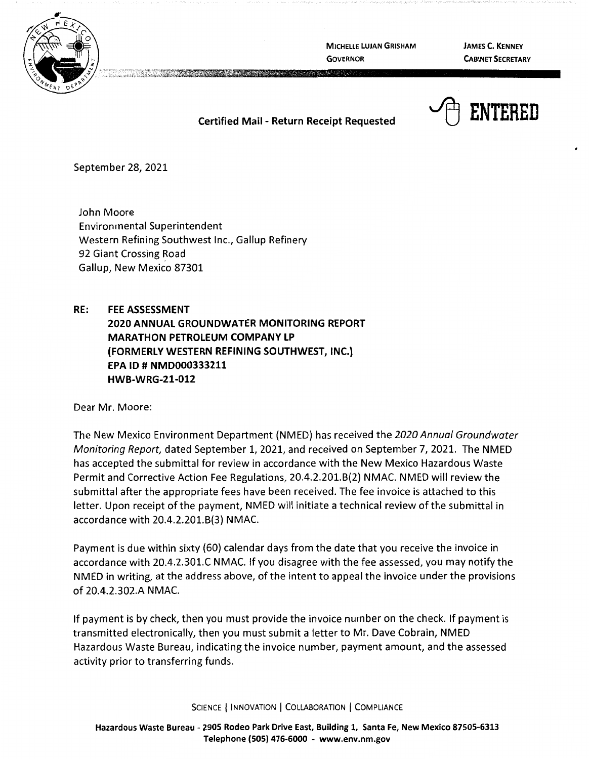MICHELLE LUJAN GRISHAM
GOVERNOR

JAMES C. KENNEY
CABINET SECRETARY

**Certified Mail - Return Receipt Requested**

**ENTERED**

September 28, 2021

John Moore
Environmental Superintendent
Western Refining Southwest Inc., Gallup Refinery
92 Giant Crossing Road
Gallup, New Mexico 87301

**RE: FEE ASSESSMENT**
**2020 ANNUAL GROUNDWATER MONITORING REPORT**
**MARATHON PETROLEUM COMPANY LP**
**(FORMERLY WESTERN REFINING SOUTHWEST, INC.)**
**EPA ID # NMD000333211**
**HWB-WRG-21-012**

Dear Mr. Moore:

The New Mexico Environment Department (NMED) has received the *2020 Annual Groundwater Monitoring Report,* dated September 1, 2021, and received on September 7, 2021. The NMED has accepted the submittal for review in accordance with the New Mexico Hazardous Waste Permit and Corrective Action Fee Regulations, 20.4.2.201.B(2) NMAC. NMED will review the submittal after the appropriate fees have been received. The fee invoice is attached to this letter. Upon receipt of the payment, NMED will initiate a technical review of the submittal in accordance with 20.4.2.201.B(3) NMAC.

Payment is due within sixty (60) calendar days from the date that you receive the invoice in accordance with 20.4.2.301.C NMAC. If you disagree with the fee assessed, you may notify the NMED in writing, at the address above, of the intent to appeal the invoice under the provisions of 20.4.2.302.A NMAC.

If payment is by check, then you must provide the invoice number on the check. If payment is transmitted electronically, then you must submit a letter to Mr. Dave Cobrain, NMED Hazardous Waste Bureau, indicating the invoice number, payment amount, and the assessed activity prior to transferring funds.

SCIENCE | INNOVATION | COLLABORATION | COMPLIANCE

**Hazardous Waste Bureau - 2905 Rodeo Park Drive East, Building 1, Santa Fe, New Mexico 87505-6313**
**Telephone (505) 476-6000 - www.env.nm.gov**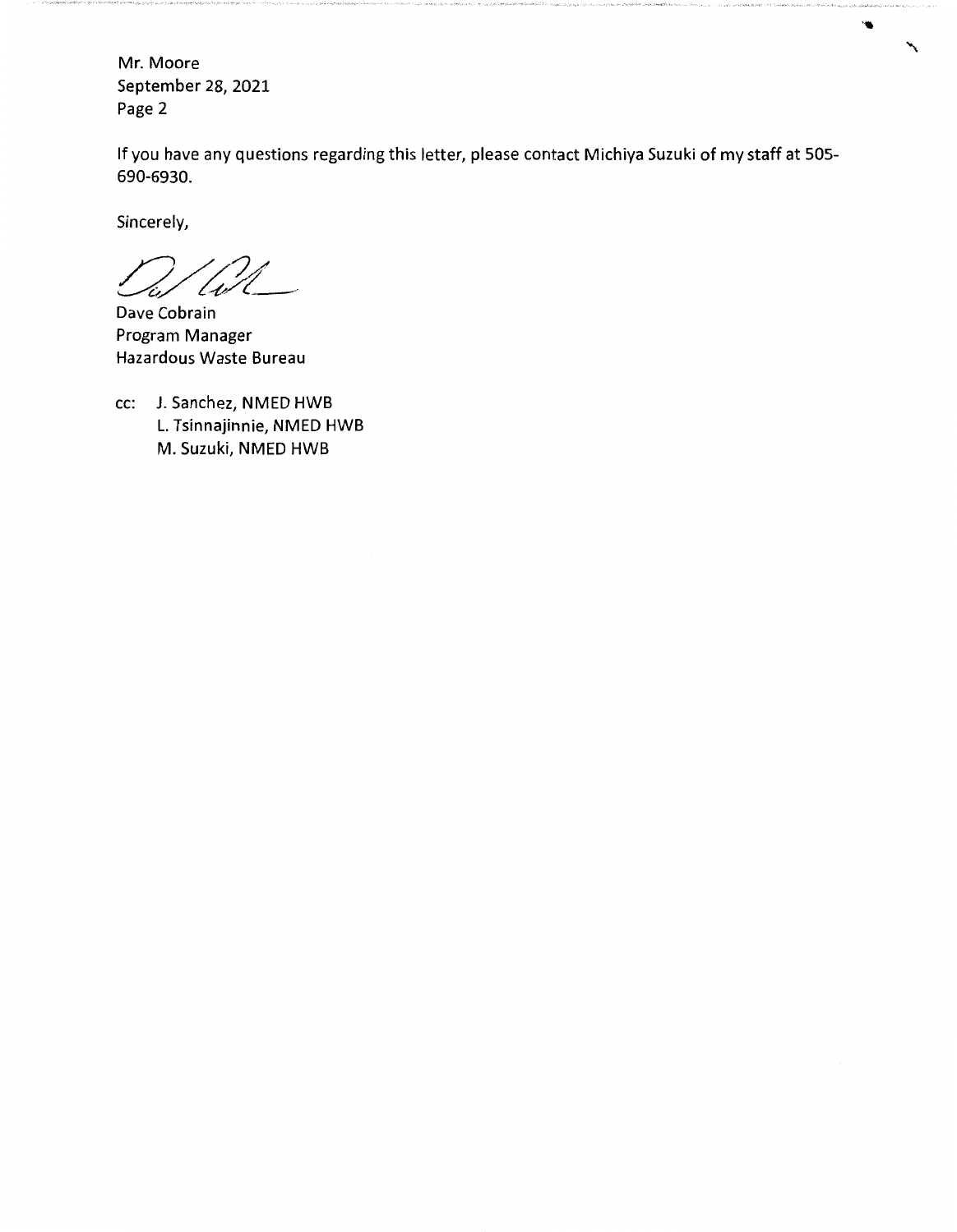Mr. Moore
September 28, 2021
Page 2

If you have any questions regarding this letter, please contact Michiya Suzuki of my staff at 505-690-6930.

Sincerely,

Dave Cobrain
Program Manager
Hazardous Waste Bureau

cc: J. Sanchez, NMED HWB
L. Tsinnajinnie, NMED HWB
M. Suzuki, NMED HWB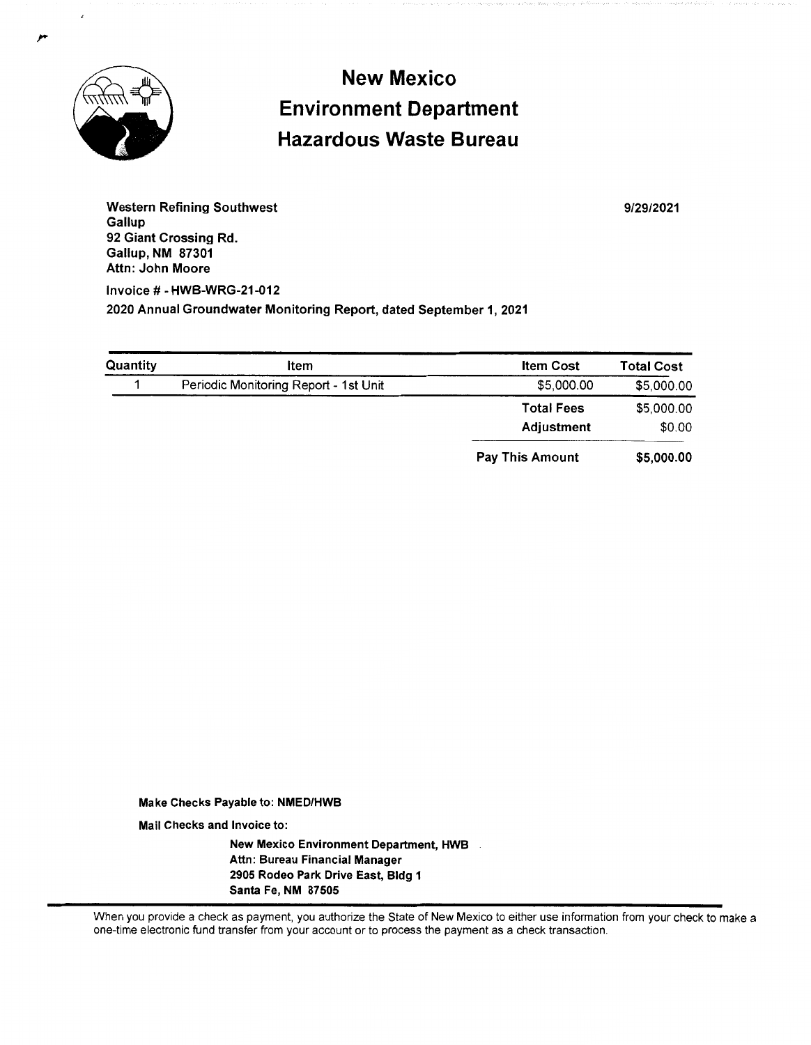# New Mexico Environment Department Hazardous Waste Bureau

**Western Refining Southwest**
**Gallup**
**92 Giant Crossing Rd.**
**Gallup, NM 87301**
**Attn: John Moore**

**9/29/2021**

Invoice # - **HWB-WRG-21-012**

**2020 Annual Groundwater Monitoring Report, dated September 1, 2021**

| Quantity | Item | Item Cost | Total Cost |
|---|---|---|---|
| 1 | Periodic Monitoring Report - 1st Unit | $5,000.00 | $5,000.00 |
| | | **Total Fees** | $5,000.00 |
| | | **Adjustment** | $0.00 |
| | | **Pay This Amount** | **$5,000.00** |

**Make Checks Payable to: NMED/HWB**

**Mail Checks and Invoice to:**

**New Mexico Environment Department, HWB**
**Attn: Bureau Financial Manager**
**2905 Rodeo Park Drive East, Bldg 1**
**Santa Fe, NM 87505**

When you provide a check as payment, you authorize the State of New Mexico to either use information from your check to make a one-time electronic fund transfer from your account or to process the payment as a check transaction.